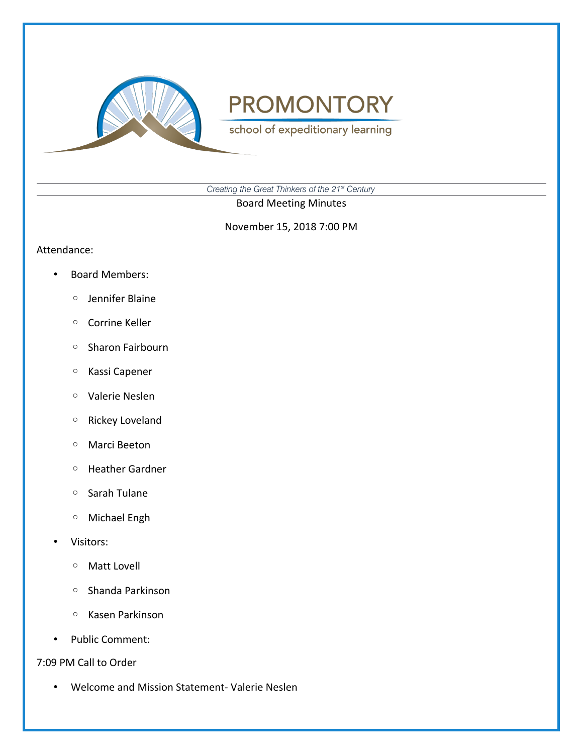# PROMONTORY

school of expeditionary learning

*Creating the Great Thinkers of the 21st Century*

Board Meeting Minutes

November 15, 2018 7:00 PM

Attendance:

- Board Members:
  - Jennifer Blaine
  - Corrine Keller
  - Sharon Fairbourn
  - Kassi Capener
  - Valerie Neslen
  - Rickey Loveland
  - Marci Beeton
  - Heather Gardner
  - Sarah Tulane
  - Michael Engh
- Visitors:
  - Matt Lovell
  - Shanda Parkinson
  - Kasen Parkinson
- Public Comment:

7:09 PM Call to Order

- Welcome and Mission Statement- Valerie Neslen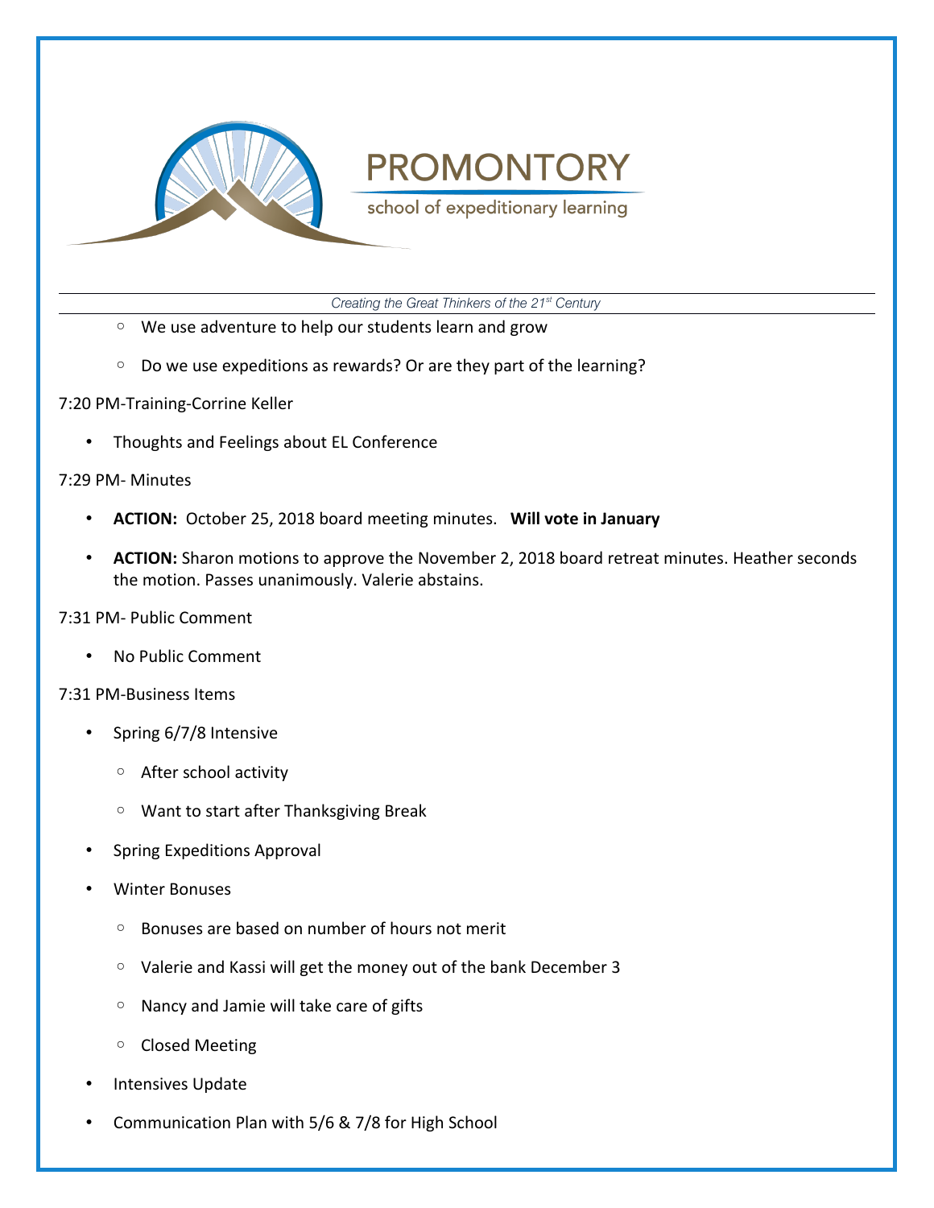- We use adventure to help our students learn and grow
- Do we use expeditions as rewards? Or are they part of the learning?

7:20 PM-Training-Corrine Keller

- Thoughts and Feelings about EL Conference

7:29 PM- Minutes

- **ACTION:** October 25, 2018 board meeting minutes. **Will vote in January**
- **ACTION:** Sharon motions to approve the November 2, 2018 board retreat minutes. Heather seconds the motion. Passes unanimously. Valerie abstains.

7:31 PM- Public Comment

- No Public Comment

7:31 PM-Business Items

- Spring 6/7/8 Intensive
  - After school activity
  - Want to start after Thanksgiving Break
- Spring Expeditions Approval
- Winter Bonuses
  - Bonuses are based on number of hours not merit
  - Valerie and Kassi will get the money out of the bank December 3
  - Nancy and Jamie will take care of gifts
  - Closed Meeting
- Intensives Update
- Communication Plan with 5/6 & 7/8 for High School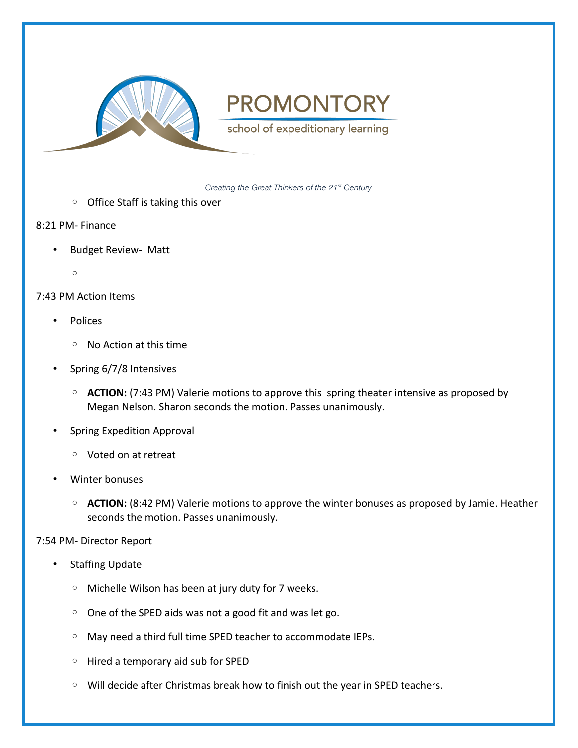- Office Staff is taking this over

8:21 PM- Finance

- Budget Review- Matt
    - 

7:43 PM Action Items

- Polices
    - No Action at this time
- Spring 6/7/8 Intensives
    - **ACTION:** (7:43 PM) Valerie motions to approve this spring theater intensive as proposed by Megan Nelson. Sharon seconds the motion. Passes unanimously.
- Spring Expedition Approval
    - Voted on at retreat
- Winter bonuses
    - **ACTION:** (8:42 PM) Valerie motions to approve the winter bonuses as proposed by Jamie. Heather seconds the motion. Passes unanimously.

7:54 PM- Director Report

- Staffing Update
    - Michelle Wilson has been at jury duty for 7 weeks.
    - One of the SPED aids was not a good fit and was let go.
    - May need a third full time SPED teacher to accommodate IEPs.
    - Hired a temporary aid sub for SPED
    - Will decide after Christmas break how to finish out the year in SPED teachers.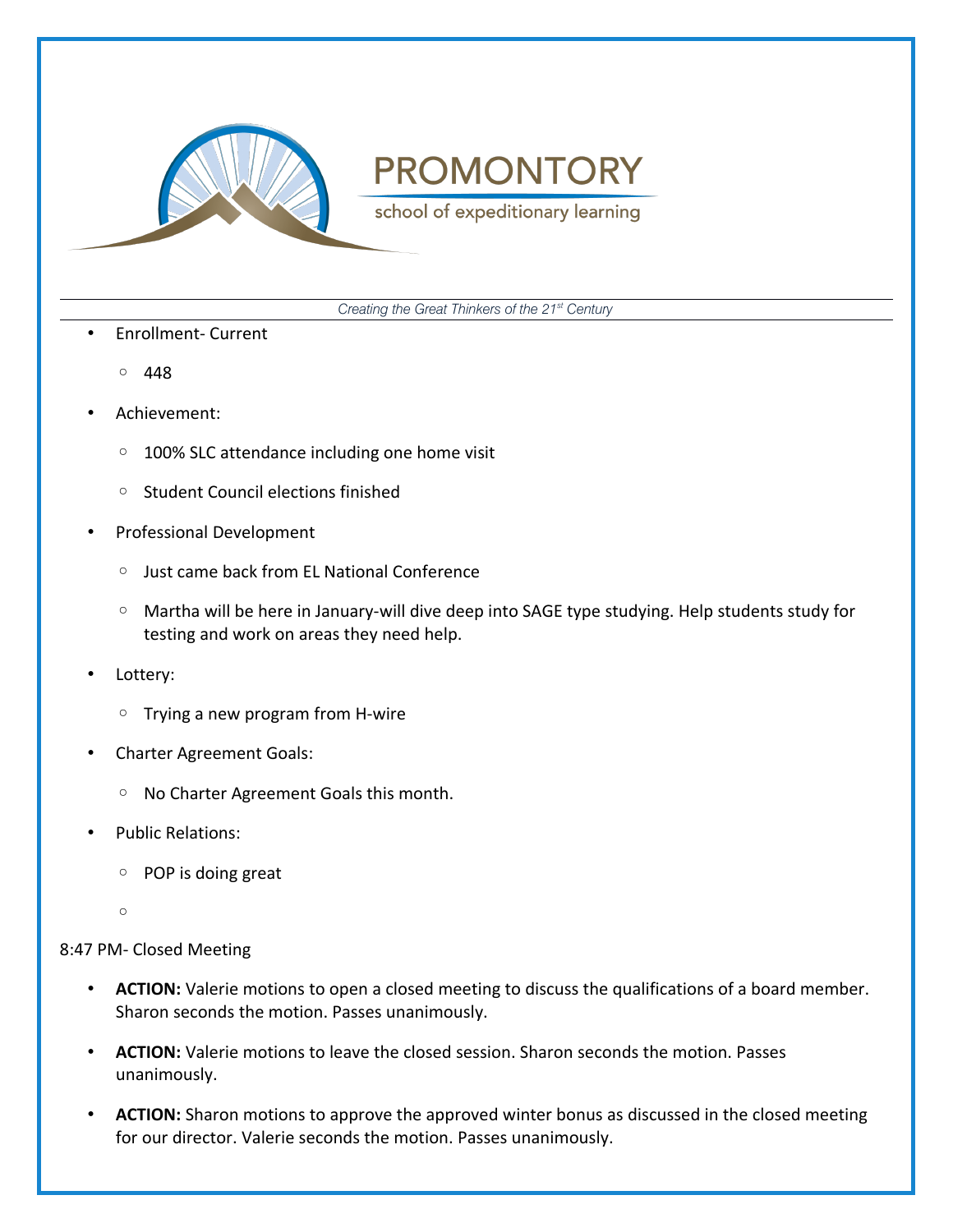- Enrollment- Current
  - 448
- Achievement:
  - 100% SLC attendance including one home visit
  - Student Council elections finished
- Professional Development
  - Just came back from EL National Conference
  - Martha will be here in January-will dive deep into SAGE type studying. Help students study for testing and work on areas they need help.
- Lottery:
  - Trying a new program from H-wire
- Charter Agreement Goals:
  - No Charter Agreement Goals this month.
- Public Relations:
  - POP is doing great

8:47 PM- Closed Meeting

- **ACTION:** Valerie motions to open a closed meeting to discuss the qualifications of a board member. Sharon seconds the motion. Passes unanimously.
- **ACTION:** Valerie motions to leave the closed session. Sharon seconds the motion. Passes unanimously.
- **ACTION:** Sharon motions to approve the approved winter bonus as discussed in the closed meeting for our director. Valerie seconds the motion. Passes unanimously.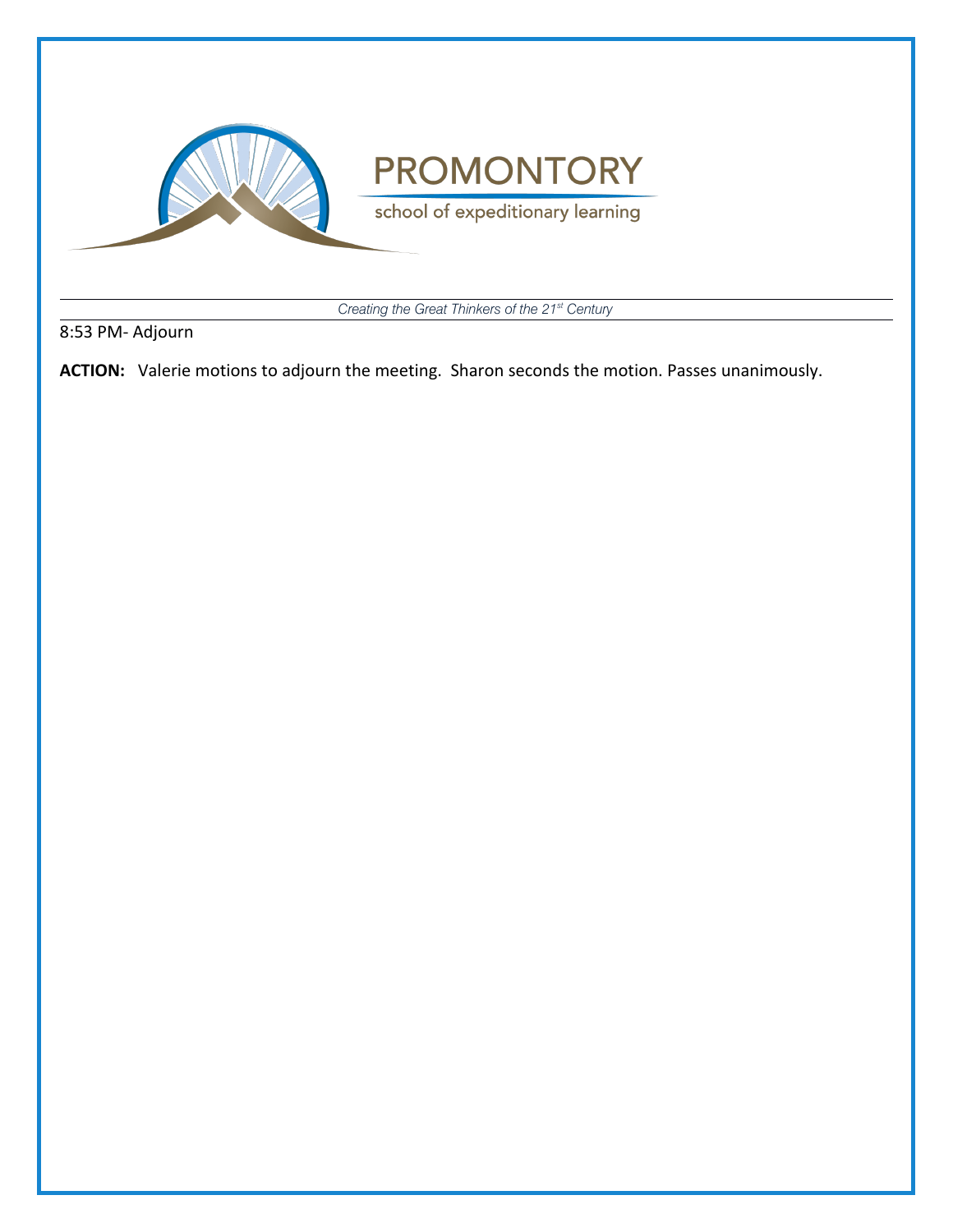8:53 PM- Adjourn

**ACTION:** Valerie motions to adjourn the meeting. Sharon seconds the motion. Passes unanimously.